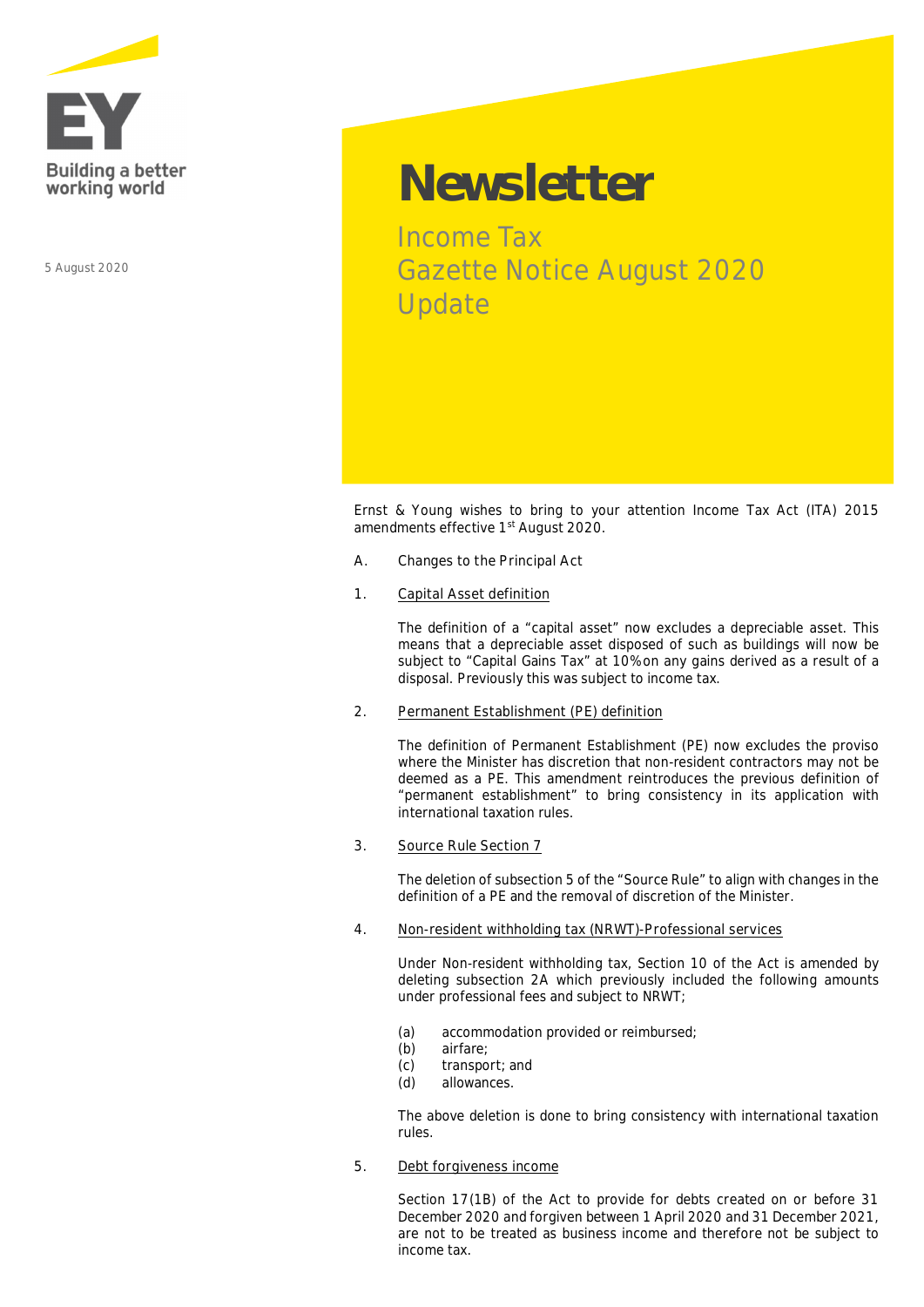Building a better working world

5 August 2020

# Newsletter

## Income Tax
## Gazette Notice August 2020
## Update

Ernst & Young wishes to bring to your attention Income Tax Act (ITA) 2015 amendments effective 1st August 2020.

A. Changes to the Principal Act

1. Capital Asset definition

   The definition of a "capital asset" now excludes a depreciable asset. This means that a depreciable asset disposed of such as buildings will now be subject to "Capital Gains Tax" at 10% on any gains derived as a result of a disposal. Previously this was subject to income tax.

2. Permanent Establishment (PE) definition

   The definition of Permanent Establishment (PE) now excludes the proviso where the Minister has discretion that non-resident contractors may not be deemed as a PE. This amendment reintroduces the previous definition of "permanent establishment" to bring consistency in its application with international taxation rules.

3. Source Rule Section 7

   The deletion of subsection 5 of the "Source Rule" to align with changes in the definition of a PE and the removal of discretion of the Minister.

4. Non-resident withholding tax (NRWT)-Professional services

   Under Non-resident withholding tax, Section 10 of the Act is amended by deleting subsection 2A which previously included the following amounts under professional fees and subject to NRWT;

   (a) accommodation provided or reimbursed;
   (b) airfare;
   (c) transport; and
   (d) allowances.

   The above deletion is done to bring consistency with international taxation rules.

5. Debt forgiveness income

   Section 17(1B) of the Act to provide for debts created on or before 31 December 2020 and forgiven between 1 April 2020 and 31 December 2021, are not to be treated as business income and therefore not be subject to income tax.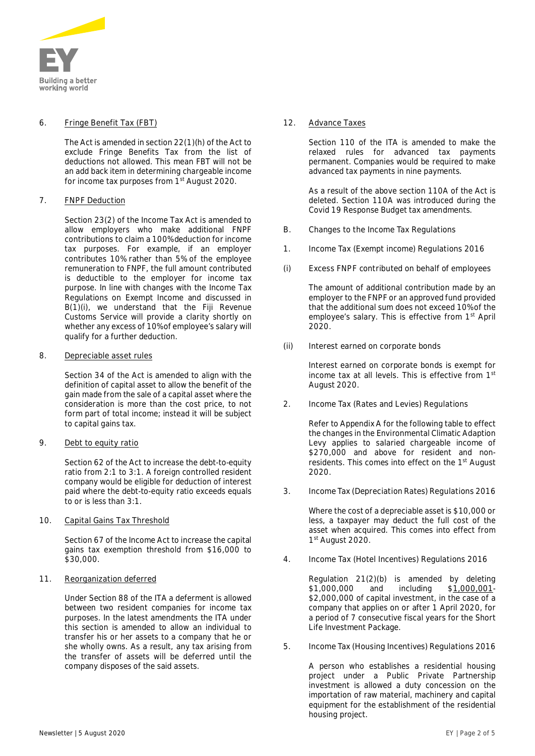6. Fringe Benefit Tax (FBT)

   The Act is amended in section 22(1)(h) of the Act to exclude Fringe Benefits Tax from the list of deductions not allowed. This mean FBT will not be an add back item in determining chargeable income for income tax purposes from 1st August 2020.

7. FNPF Deduction

   Section 23(2) of the Income Tax Act is amended to allow employers who make additional FNPF contributions to claim a 100% deduction for income tax purposes. For example, if an employer contributes 10% rather than 5% of the employee remuneration to FNPF, the full amount contributed is deductible to the employer for income tax purpose. In line with changes with the Income Tax Regulations on Exempt Income and discussed in B(1)(i), we understand that the Fiji Revenue Customs Service will provide a clarity shortly on whether any excess of 10% of employee's salary will qualify for a further deduction.

8. Depreciable asset rules

   Section 34 of the Act is amended to align with the definition of capital asset to allow the benefit of the gain made from the sale of a capital asset where the consideration is more than the cost price, to not form part of total income; instead it will be subject to capital gains tax.

9. Debt to equity ratio

   Section 62 of the Act to increase the debt-to-equity ratio from 2:1 to 3:1. A foreign controlled resident company would be eligible for deduction of interest paid where the debt-to-equity ratio exceeds equals to or is less than 3:1.

10. Capital Gains Tax Threshold

    Section 67 of the Income Act to increase the capital gains tax exemption threshold from $16,000 to $30,000.

11. Reorganization deferred

    Under Section 88 of the ITA a deferment is allowed between two resident companies for income tax purposes. In the latest amendments the ITA under this section is amended to allow an individual to transfer his or her assets to a company that he or she wholly owns. As a result, any tax arising from the transfer of assets will be deferred until the company disposes of the said assets.

12. Advance Taxes

    Section 110 of the ITA is amended to make the relaxed rules for advanced tax payments permanent. Companies would be required to make advanced tax payments in nine payments.

    As a result of the above section 110A of the Act is deleted. Section 110A was introduced during the Covid 19 Response Budget tax amendments.

B. Changes to the Income Tax Regulations

1. Income Tax (Exempt income) Regulations 2016

(i) Excess FNPF contributed on behalf of employees

   The amount of additional contribution made by an employer to the FNPF or an approved fund provided that the additional sum does not exceed 10% of the employee's salary. This is effective from 1st April 2020.

(ii) Interest earned on corporate bonds

   Interest earned on corporate bonds is exempt for income tax at all levels. This is effective from 1st August 2020.

2. Income Tax (Rates and Levies) Regulations

   Refer to Appendix A for the following table to effect the changes in the Environmental Climatic Adaption Levy applies to salaried chargeable income of $270,000 and above for resident and non-residents. This comes into effect on the 1st August 2020.

3. Income Tax (Depreciation Rates) Regulations 2016

   Where the cost of a depreciable asset is $10,000 or less, a taxpayer may deduct the full cost of the asset when acquired. This comes into effect from 1st August 2020.

4. Income Tax (Hotel Incentives) Regulations 2016

   Regulation 21(2)(b) is amended by deleting $1,000,000 and including $1,000,001-$2,000,000 of capital investment, in the case of a company that applies on or after 1 April 2020, for a period of 7 consecutive fiscal years for the Short Life Investment Package.

5. Income Tax (Housing Incentives) Regulations 2016

   A person who establishes a residential housing project under a Public Private Partnership investment is allowed a duty concession on the importation of raw material, machinery and capital equipment for the establishment of the residential housing project.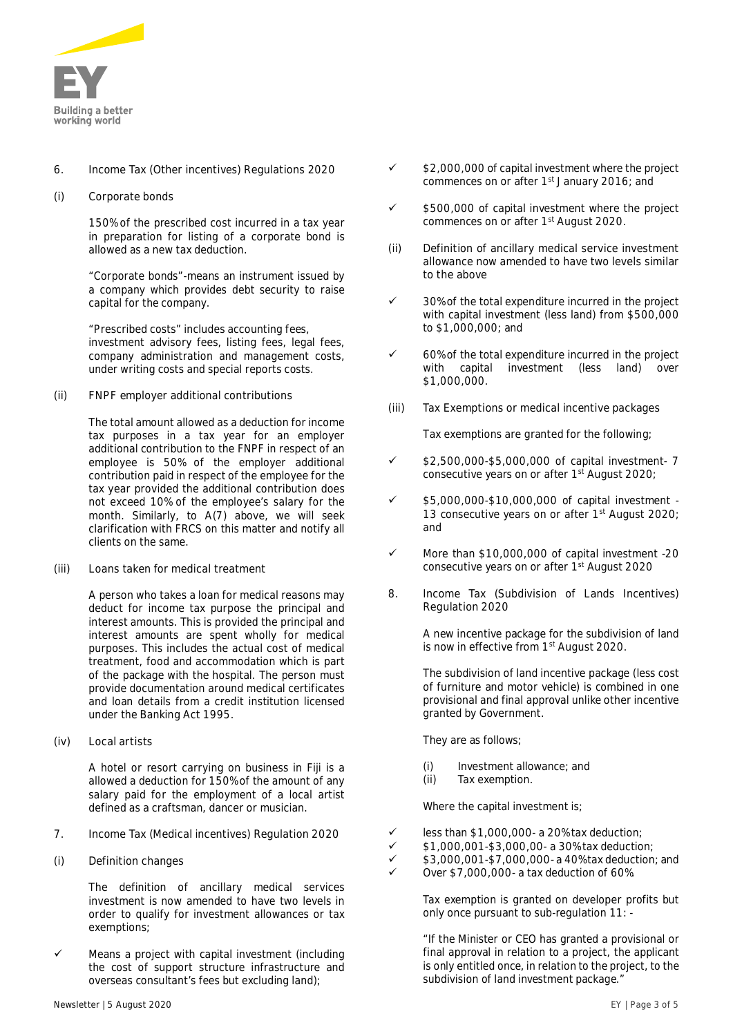6. Income Tax (Other incentives) Regulations 2020

(i) Corporate bonds

150% of the prescribed cost incurred in a tax year in preparation for listing of a corporate bond is allowed as a new tax deduction.

"Corporate bonds"-means an instrument issued by a company which provides debt security to raise capital for the company.

"Prescribed costs" includes accounting fees, investment advisory fees, listing fees, legal fees, company administration and management costs, under writing costs and special reports costs.

(ii) FNPF employer additional contributions

The total amount allowed as a deduction for income tax purposes in a tax year for an employer additional contribution to the FNPF in respect of an employee is 50% of the employer additional contribution paid in respect of the employee for the tax year provided the additional contribution does not exceed 10% of the employee's salary for the month. Similarly, to A(7) above, we will seek clarification with FRCS on this matter and notify all clients on the same.

(iii) Loans taken for medical treatment

A person who takes a loan for medical reasons may deduct for income tax purpose the principal and interest amounts. This is provided the principal and interest amounts are spent wholly for medical purposes. This includes the actual cost of medical treatment, food and accommodation which is part of the package with the hospital. The person must provide documentation around medical certificates and loan details from a credit institution licensed under the Banking Act 1995.

(iv) Local artists

A hotel or resort carrying on business in Fiji is a allowed a deduction for 150% of the amount of any salary paid for the employment of a local artist defined as a craftsman, dancer or musician.

7. Income Tax (Medical incentives) Regulation 2020

(i) Definition changes

The definition of ancillary medical services investment is now amended to have two levels in order to qualify for investment allowances or tax exemptions;

- ✓ Means a project with capital investment (including the cost of support structure infrastructure and overseas consultant's fees but excluding land);
- ✓ $2,000,000 of capital investment where the project commences on or after 1st January 2016; and
- ✓ $500,000 of capital investment where the project commences on or after 1st August 2020.

(ii) Definition of ancillary medical service investment allowance now amended to have two levels similar to the above

- ✓ 30% of the total expenditure incurred in the project with capital investment (less land) from $500,000 to $1,000,000; and
- ✓ 60% of the total expenditure incurred in the project with capital investment (less land) over $1,000,000.

(iii) Tax Exemptions or medical incentive packages

Tax exemptions are granted for the following;

- ✓ $2,500,000-$5,000,000 of capital investment- 7 consecutive years on or after 1st August 2020;
- ✓ $5,000,000-$10,000,000 of capital investment - 13 consecutive years on or after 1st August 2020; and
- ✓ More than $10,000,000 of capital investment -20 consecutive years on or after 1st August 2020

8. Income Tax (Subdivision of Lands Incentives) Regulation 2020

A new incentive package for the subdivision of land is now in effective from 1st August 2020.

The subdivision of land incentive package (less cost of furniture and motor vehicle) is combined in one provisional and final approval unlike other incentive granted by Government.

They are as follows;

(i) Investment allowance; and
(ii) Tax exemption.

Where the capital investment is;

- ✓ less than $1,000,000- a 20% tax deduction;
- ✓ $1,000,001-$3,000,00- a 30% tax deduction;
- ✓ $3,000,001-$7,000,000- a 40% tax deduction; and
- ✓ Over $7,000,000- a tax deduction of 60%

Tax exemption is granted on developer profits but only once pursuant to sub-regulation 11: -

"If the Minister or CEO has granted a provisional or final approval in relation to a project, the applicant is only entitled once, in relation to the project, to the subdivision of land investment package."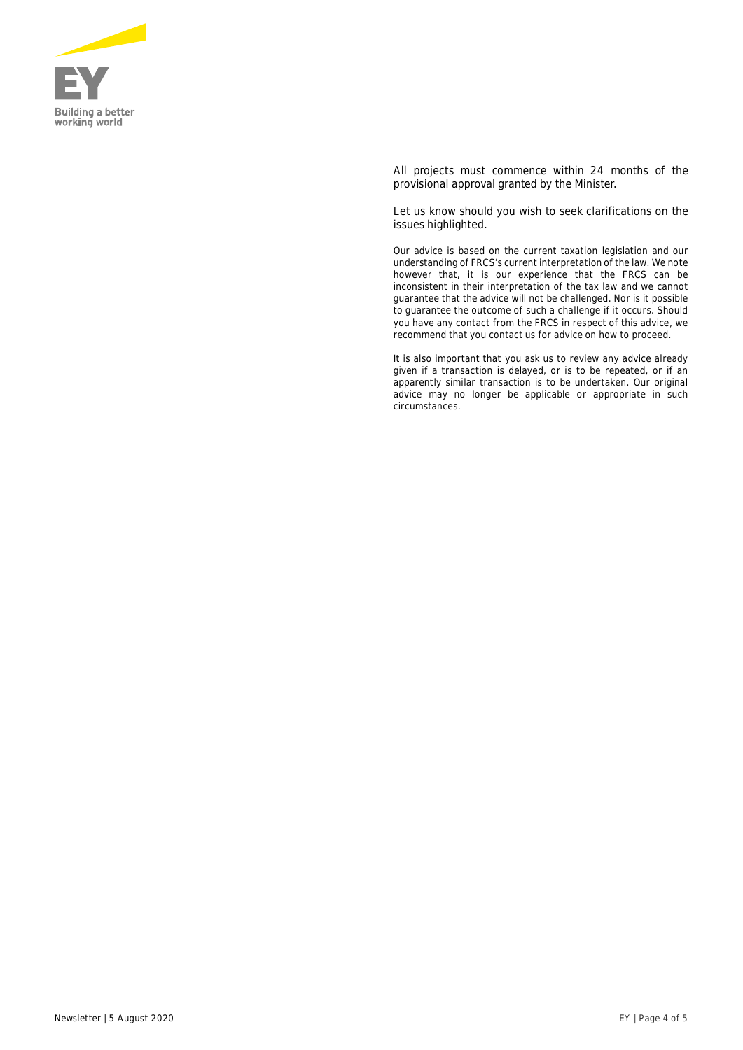All projects must commence within 24 months of the provisional approval granted by the Minister.

Let us know should you wish to seek clarifications on the issues highlighted.

Our advice is based on the current taxation legislation and our understanding of FRCS's current interpretation of the law. We note however that, it is our experience that the FRCS can be inconsistent in their interpretation of the tax law and we cannot guarantee that the advice will not be challenged. Nor is it possible to guarantee the outcome of such a challenge if it occurs. Should you have any contact from the FRCS in respect of this advice, we recommend that you contact us for advice on how to proceed.

It is also important that you ask us to review any advice already given if a transaction is delayed, or is to be repeated, or if an apparently similar transaction is to be undertaken. Our original advice may no longer be applicable or appropriate in such circumstances.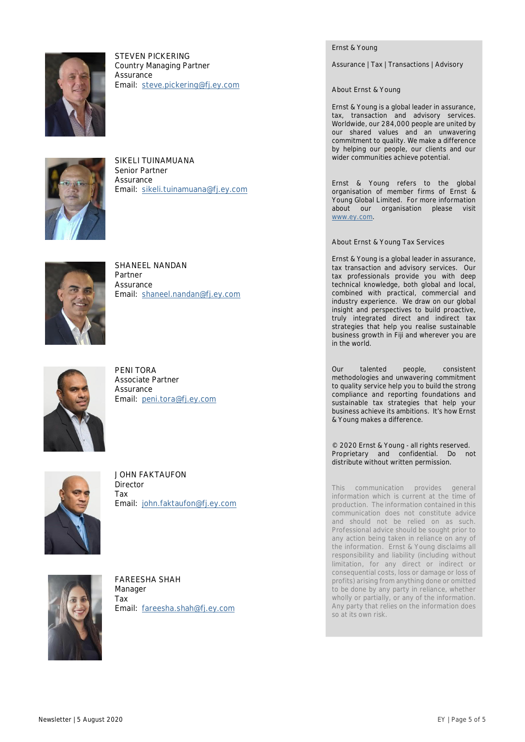STEVEN PICKERING
Country Managing Partner
Assurance
Email: steve.pickering@fj.ey.com

SIKELI TUINAMUANA
Senior Partner
Assurance
Email: sikeli.tuinamuana@fj.ey.com

SHANEEL NANDAN
Partner
Assurance
Email: shaneel.nandan@fj.ey.com

PENI TORA
Associate Partner
Assurance
Email: peni.tora@fj.ey.com

JOHN FAKTAUFON
Director
Tax
Email: john.faktaufon@fj.ey.com

FAREESHA SHAH
Manager
Tax
Email: fareesha.shah@fj.ey.com

Ernst & Young

Assurance | Tax | Transactions | Advisory

About Ernst & Young

Ernst & Young is a global leader in assurance, tax, transaction and advisory services. Worldwide, our 284,000 people are united by our shared values and an unwavering commitment to quality. We make a difference by helping our people, our clients and our wider communities achieve potential.

Ernst & Young refers to the global organisation of member firms of Ernst & Young Global Limited. For more information about our organisation please visit www.ey.com.

About Ernst & Young Tax Services

Ernst & Young is a global leader in assurance, tax transaction and advisory services. Our tax professionals provide you with deep technical knowledge, both global and local, combined with practical, commercial and industry experience. We draw on our global insight and perspectives to build proactive, truly integrated direct and indirect tax strategies that help you realise sustainable business growth in Fiji and wherever you are in the world.

Our talented people, consistent methodologies and unwavering commitment to quality service help you to build the strong compliance and reporting foundations and sustainable tax strategies that help your business achieve its ambitions. It's how Ernst & Young makes a difference.

© 2020 Ernst & Young - all rights reserved. Proprietary and confidential. Do not distribute without written permission.

This communication provides general information which is current at the time of production. The information contained in this communication does not constitute advice and should not be relied on as such. Professional advice should be sought prior to any action being taken in reliance on any of the information. Ernst & Young disclaims all responsibility and liability (including without limitation, for any direct or indirect or consequential costs, loss or damage or loss of profits) arising from anything done or omitted to be done by any party in reliance, whether wholly or partially, or any of the information. Any party that relies on the information does so at its own risk.